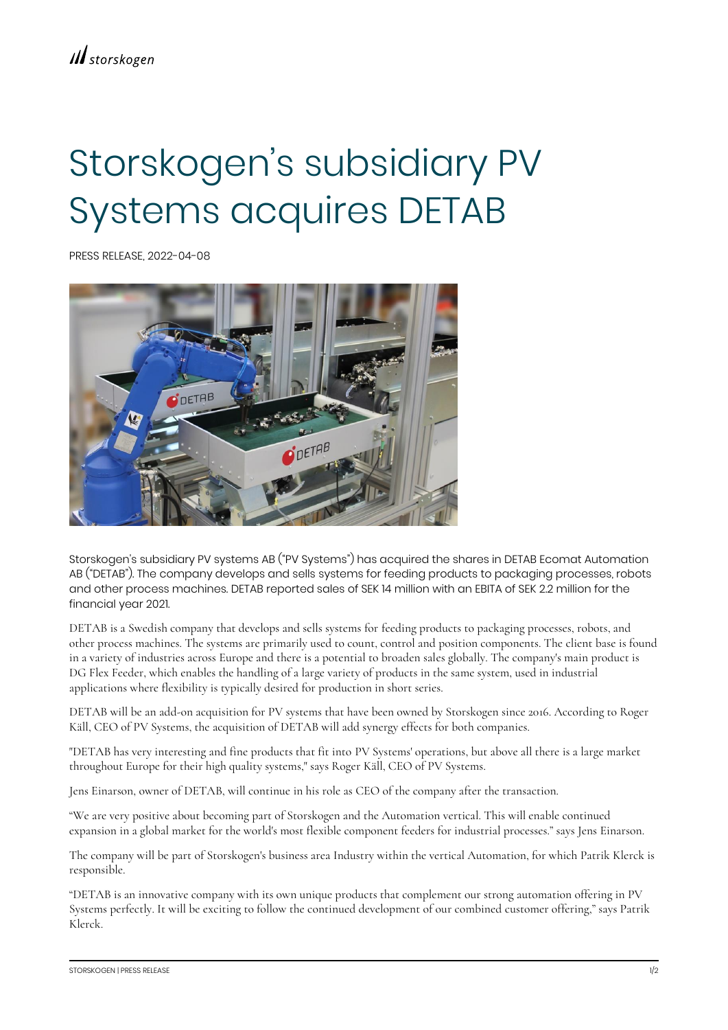# Storskogen's subsidiary PV Systems acquires DETAB

PRESS RELEASE, 2022-04-08

Storskogen's subsidiary PV systems AB ("PV Systems") has acquired the shares in DETAB Ecomat Automation AB ("DETAB"). The company develops and sells systems for feeding products to packaging processes, robots and other process machines. DETAB reported sales of SEK 14 million with an EBITA of SEK 2.2 million for the financial year 2021.

DETAB is a Swedish company that develops and sells systems for feeding products to packaging processes, robots, and other process machines. The systems are primarily used to count, control and position components. The client base is found in a variety of industries across Europe and there is a potential to broaden sales globally. The company's main product is DG Flex Feeder, which enables the handling of a large variety of products in the same system, used in industrial applications where flexibility is typically desired for production in short series.

DETAB will be an add-on acquisition for PV systems that have been owned by Storskogen since 2016. According to Roger Käll, CEO of PV Systems, the acquisition of DETAB will add synergy effects for both companies.

"DETAB has very interesting and fine products that fit into PV Systems' operations, but above all there is a large market throughout Europe for their high quality systems," says Roger Käll, CEO of PV Systems.

Jens Einarson, owner of DETAB, will continue in his role as CEO of the company after the transaction.

"We are very positive about becoming part of Storskogen and the Automation vertical. This will enable continued expansion in a global market for the world's most flexible component feeders for industrial processes." says Jens Einarson.

The company will be part of Storskogen's business area Industry within the vertical Automation, for which Patrik Klerck is responsible.

"DETAB is an innovative company with its own unique products that complement our strong automation offering in PV Systems perfectly. It will be exciting to follow the continued development of our combined customer offering," says Patrik Klerck.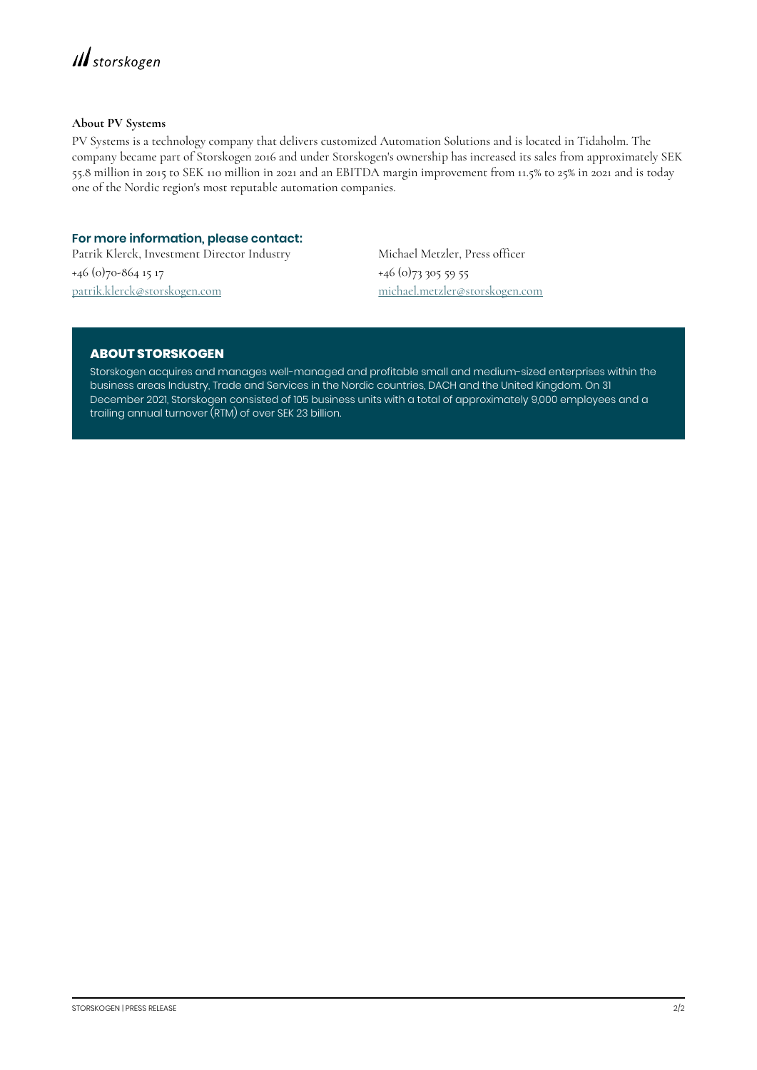### About PV Systems

PV Systems is a technology company that delivers customized Automation Solutions and is located in Tidaholm. The company became part of Storskogen 2016 and under Storskogen's ownership has increased its sales from approximately SEK 55.8 million in 2015 to SEK 110 million in 2021 and an EBITDA margin improvement from 11.5% to 25% in 2021 and is today one of the Nordic region's most reputable automation companies.

### For more information, please contact:

Patrik Klerck, Investment Director Industry
+46 (0)70-864 15 17
patrik.klerck@storskogen.com

Michael Metzler, Press officer
+46 (0)73 305 59 55
michael.metzler@storskogen.com

## ABOUT STORSKOGEN

Storskogen acquires and manages well-managed and profitable small and medium-sized enterprises within the business areas Industry, Trade and Services in the Nordic countries, DACH and the United Kingdom. On 31 December 2021, Storskogen consisted of 105 business units with a total of approximately 9,000 employees and a trailing annual turnover (RTM) of over SEK 23 billion.